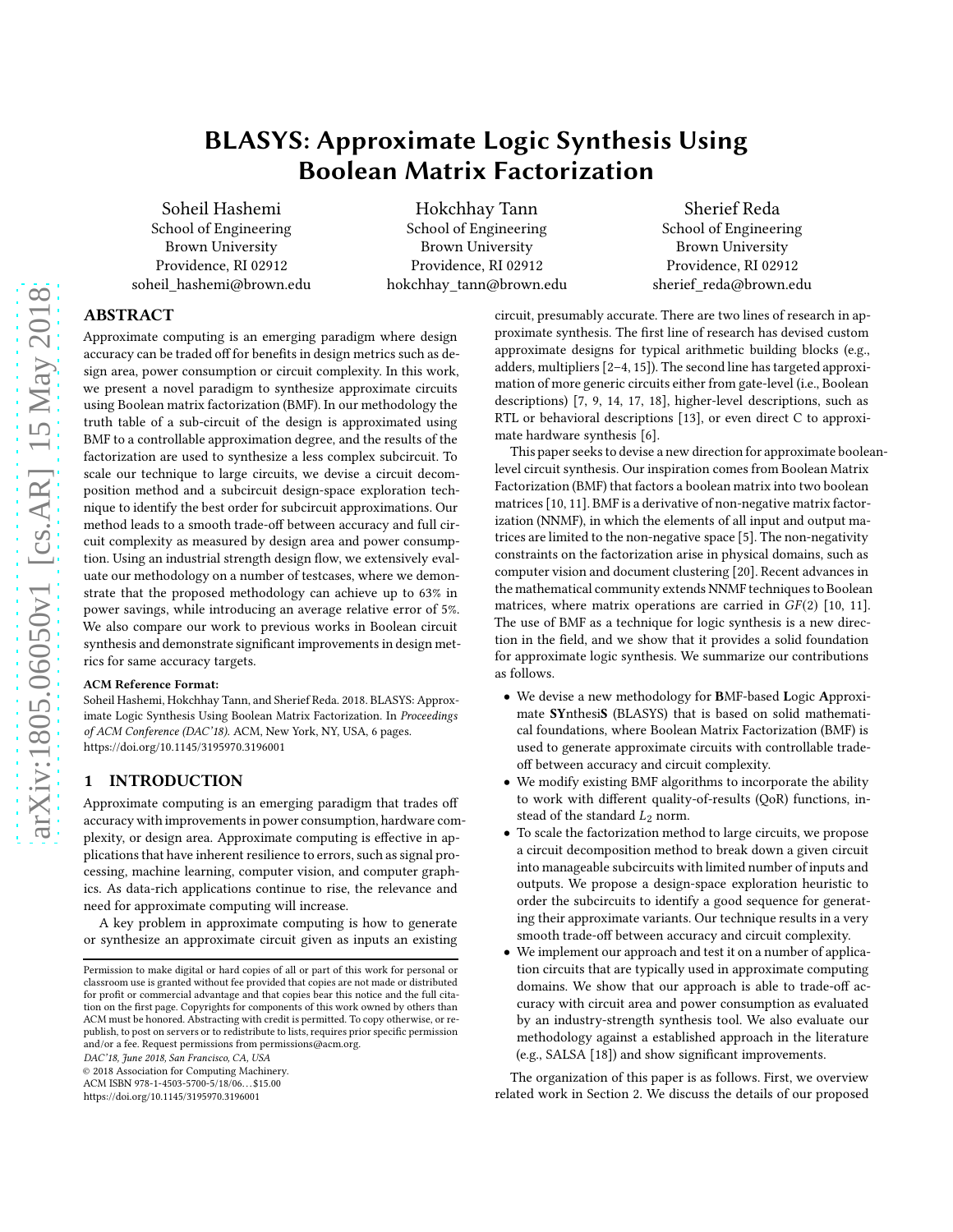# BLASYS: Approximate Logic Synthesis Using Boolean Matrix Factorization

Soheil Hashemi
School of Engineering
Brown University
Providence, RI 02912
soheil_hashemi@brown.edu

Hokchhay Tann
School of Engineering
Brown University
Providence, RI 02912
hokchhay_tann@brown.edu

Sherief Reda
School of Engineering
Brown University
Providence, RI 02912
sherief_reda@brown.edu

## ABSTRACT

Approximate computing is an emerging paradigm where design accuracy can be traded off for benefits in design metrics such as design area, power consumption or circuit complexity. In this work, we present a novel paradigm to synthesize approximate circuits using Boolean matrix factorization (BMF). In our methodology the truth table of a sub-circuit of the design is approximated using BMF to a controllable approximation degree, and the results of the factorization are used to synthesize a less complex subcircuit. To scale our technique to large circuits, we devise a circuit decomposition method and a subcircuit design-space exploration technique to identify the best order for subcircuit approximations. Our method leads to a smooth trade-off between accuracy and full circuit complexity as measured by design area and power consumption. Using an industrial strength design flow, we extensively evaluate our methodology on a number of testcases, where we demonstrate that the proposed methodology can achieve up to 63% in power savings, while introducing an average relative error of 5%. We also compare our work to previous works in Boolean circuit synthesis and demonstrate significant improvements in design metrics for same accuracy targets.

**ACM Reference Format:**
Soheil Hashemi, Hokchhay Tann, and Sherief Reda. 2018. BLASYS: Approximate Logic Synthesis Using Boolean Matrix Factorization. In *Proceedings of ACM Conference (DAC'18).* ACM, New York, NY, USA, 6 pages. https://doi.org/10.1145/3195970.3196001

## 1 INTRODUCTION

Approximate computing is an emerging paradigm that trades off accuracy with improvements in power consumption, hardware complexity, or design area. Approximate computing is effective in applications that have inherent resilience to errors, such as signal processing, machine learning, computer vision, and computer graphics. As data-rich applications continue to rise, the relevance and need for approximate computing will increase.

A key problem in approximate computing is how to generate or synthesize an approximate circuit given as inputs an existing circuit, presumably accurate. There are two lines of research in approximate synthesis. The first line of research has devised custom approximate designs for typical arithmetic building blocks (e.g., adders, multipliers [2–4, 15]). The second line has targeted approximation of more generic circuits either from gate-level (i.e., Boolean descriptions) [7, 9, 14, 17, 18], higher-level descriptions, such as RTL or behavioral descriptions [13], or even direct C to approximate hardware synthesis [6].

This paper seeks to devise a new direction for approximate boolean-level circuit synthesis. Our inspiration comes from Boolean Matrix Factorization (BMF) that factors a boolean matrix into two boolean matrices [10, 11]. BMF is a derivative of non-negative matrix factorization (NNMF), in which the elements of all input and output matrices are limited to the non-negative space [5]. The non-negativity constraints on the factorization arise in physical domains, such as computer vision and document clustering [20]. Recent advances in the mathematical community extends NNMF techniques to Boolean matrices, where matrix operations are carried in $GF(2)$ [10, 11]. The use of BMF as a technique for logic synthesis is a new direction in the field, and we show that it provides a solid foundation for approximate logic synthesis. We summarize our contributions as follows.

- We devise a new methodology for **B**MF-based **L**ogic **A**pproximate **SY**nthesi**S** (BLASYS) that is based on solid mathematical foundations, where Boolean Matrix Factorization (BMF) is used to generate approximate circuits with controllable trade-off between accuracy and circuit complexity.
- We modify existing BMF algorithms to incorporate the ability to work with different quality-of-results (QoR) functions, instead of the standard $L_2$ norm.
- To scale the factorization method to large circuits, we propose a circuit decomposition method to break down a given circuit into manageable subcircuits with limited number of inputs and outputs. We propose a design-space exploration heuristic to order the subcircuits to identify a good sequence for generating their approximate variants. Our technique results in a very smooth trade-off between accuracy and circuit complexity.
- We implement our approach and test it on a number of application circuits that are typically used in approximate computing domains. We show that our approach is able to trade-off accuracy with circuit area and power consumption as evaluated by an industry-strength synthesis tool. We also evaluate our methodology against a established approach in the literature (e.g., SALSA [18]) and show significant improvements.

The organization of this paper is as follows. First, we overview related work in Section 2. We discuss the details of our proposed

Permission to make digital or hard copies of all or part of this work for personal or classroom use is granted without fee provided that copies are not made or distributed for profit or commercial advantage and that copies bear this notice and the full citation on the first page. Copyrights for components of this work owned by others than ACM must be honored. Abstracting with credit is permitted. To copy otherwise, or republish, to post on servers or to redistribute to lists, requires prior specific permission and/or a fee. Request permissions from permissions@acm.org.
*DAC'18, June 2018, San Francisco, CA, USA*
© 2018 Association for Computing Machinery.
ACM ISBN 978-1-4503-5700-5/18/06…$15.00
https://doi.org/10.1145/3195970.3196001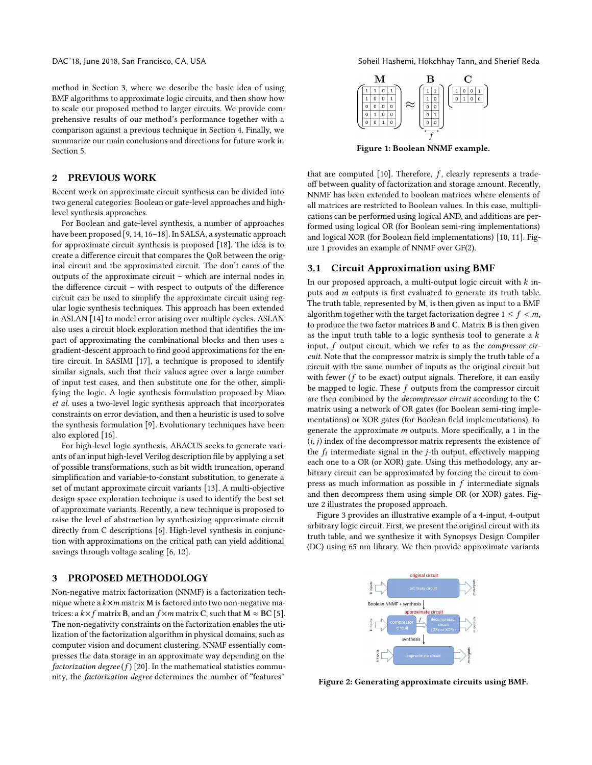method in Section 3, where we describe the basic idea of using BMF algorithms to approximate logic circuits, and then show how to scale our proposed method to larger circuits. We provide comprehensive results of our method's performance together with a comparison against a previous technique in Section 4. Finally, we summarize our main conclusions and directions for future work in Section 5.

## 2 PREVIOUS WORK

Recent work on approximate circuit synthesis can be divided into two general categories: Boolean or gate-level approaches and high-level synthesis approaches.

For Boolean and gate-level synthesis, a number of approaches have been proposed [9, 14, 16–18]. In SALSA, a systematic approach for approximate circuit synthesis is proposed [18]. The idea is to create a difference circuit that compares the QoR between the original circuit and the approximated circuit. The don't cares of the outputs of the approximate circuit – which are internal nodes in the difference circuit – with respect to outputs of the difference circuit can be used to simplify the approximate circuit using regular logic synthesis techniques. This approach has been extended in ASLAN [14] to model error arising over multiple cycles. ASLAN also uses a circuit block exploration method that identifies the impact of approximating the combinational blocks and then uses a gradient-descent approach to find good approximations for the entire circuit. In SASIMI [17], a technique is proposed to identify similar signals, such that their values agree over a large number of input test cases, and then substitute one for the other, simplifying the logic. A logic synthesis formulation proposed by Miao *et al.* uses a two-level logic synthesis approach that incorporates constraints on error deviation, and then a heuristic is used to solve the synthesis formulation [9]. Evolutionary techniques have been also explored [16].

For high-level synthesis, ABACUS seeks to generate variants of an input high-level Verilog description file by applying a set of possible transformations, such as bit width truncation, operand simplification and variable-to-constant substitution, to generate a set of mutant approximate circuit variants [13]. A multi-objective design space exploration technique is used to identify the best set of approximate variants. Recently, a new technique is proposed to raise the level of abstraction by synthesizing approximate circuit directly from C descriptions [6]. High-level synthesis in conjunction with approximations on the critical path can yield additional savings through voltage scaling [6, 12].

## 3 PROPOSED METHODOLOGY

Non-negative matrix factorization (NNMF) is a factorization technique where a $k \times m$ matrix $\mathbf{M}$ is factored into two non-negative matrices: a $k \times f$ matrix $\mathbf{B}$, and an $f \times m$ matrix $\mathbf{C}$, such that $\mathbf{M} \approx \mathbf{BC}$ [5]. The non-negativity constraints on the factorization enables the utilization of the factorization algorithm in physical domains, such as computer vision and document clustering. NNMF essentially compresses the data storage in an approximate way depending on the *factorization degree* ($f$) [20]. In the mathematical statistics community, the *factorization degree* determines the number of "features"

$$\mathbf{M} = \begin{pmatrix} 1 & 1 & 0 & 1 \\ 1 & 0 & 0 & 1 \\ 0 & 0 & 0 & 0 \\ 0 & 1 & 0 & 0 \\ 0 & 0 & 1 & 0 \end{pmatrix} \approx \mathbf{B} = \begin{pmatrix} 1 & 1 \\ 1 & 0 \\ 0 & 0 \\ 0 & 1 \\ 0 & 0 \end{pmatrix} \mathbf{C} = \begin{pmatrix} 1 & 0 & 0 & 1 \\ 0 & 1 & 0 & 0 \end{pmatrix}$$

**Figure 1: Boolean NNMF example.**

that are computed [10]. Therefore, $f$, clearly represents a tradeoff between quality of factorization and storage amount. Recently, NNMF has been extended to boolean matrices where elements of all matrices are restricted to Boolean values. In this case, multiplications can be performed using logical AND, and additions are performed using logical OR (for Boolean semi-ring implementations) and logical XOR (for Boolean field implementations) [10, 11]. Figure 1 provides an example of NNMF over GF(2).

### 3.1 Circuit Approximation using BMF

In our proposed approach, a multi-output logic circuit with $k$ inputs and $m$ outputs is first evaluated to generate its truth table. The truth table, represented by $\mathbf{M}$, is then given as input to a BMF algorithm together with the target factorization degree $1 \leq f < m$, to produce the two factor matrices $\mathbf{B}$ and $\mathbf{C}$. Matrix $\mathbf{B}$ is then given as the input truth table to a logic synthesis tool to generate a $k$ input, $f$ output circuit, which we refer to as the *compressor circuit*. Note that the compressor matrix is simply the truth table of a circuit with the same number of inputs as the original circuit but with fewer ($f$ to be exact) output signals. Therefore, it can easily be mapped to logic. These $f$ outputs from the compressor circuit are then combined by the *decompressor circuit* according to the $\mathbf{C}$ matrix using a network of OR gates (for Boolean semi-ring implementations) or XOR gates (for Boolean field implementations), to generate the approximate $m$ outputs. More specifically, a 1 in the $(i, j)$ index of the decompressor matrix represents the existence of the $f_i$ intermediate signal in the $j$-th output, effectively mapping each one to a OR (or XOR) gate. Using this methodology, any arbitrary circuit can be approximated by forcing the circuit to compress as much information as possible in $f$ intermediate signals and then decompress them using simple OR (or XOR) gates. Figure 2 illustrates the proposed approach.

Figure 3 provides an illustrative example of a 4-input, 4-output arbitrary logic circuit. First, we present the original circuit with its truth table, and we synthesize it with Synopsys Design Compiler (DC) using 65 nm library. We then provide approximate variants

original circuit: k inputs → arbitrary circuit → m outputs

Boolean NNMF + synthesis

approximate circuit: k inputs → compressor circuit → f → decompressor circuit (ORs or XORs) → m outputs

synthesis

k inputs → approximate circuit → m outputs

**Figure 2: Generating approximate circuits using BMF.**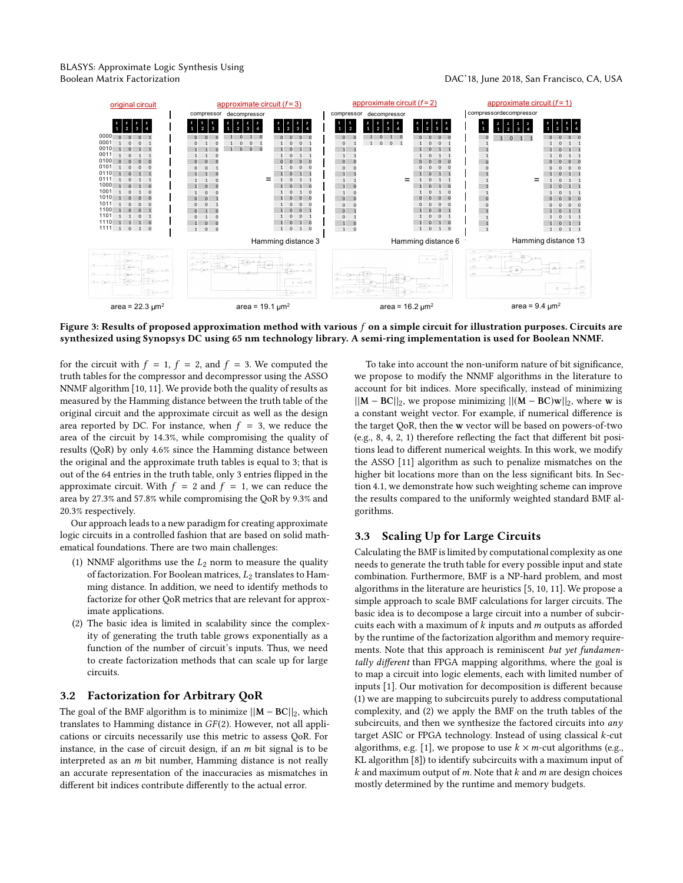**Figure 3: Results of proposed approximation method with various $f$ on a simple circuit for illustration purposes. Circuits are synthesized using Synopsys DC using 65 nm technology library. A semi-ring implementation is used for Boolean NNMF.**

for the circuit with $f = 1$, $f = 2$, and $f = 3$. We computed the truth tables for the compressor and decompressor using the ASSO NNMF algorithm [10, 11]. We provide both the quality of results as measured by the Hamming distance between the truth table of the original circuit and the approximate circuit as well as the design area reported by DC. For instance, when $f = 3$, we reduce the area of the circuit by 14.3%, while compromising the quality of results (QoR) by only 4.6% since the Hamming distance between the original and the approximate truth tables is equal to 3; that is out of the 64 entries in the truth table, only 3 entries flipped in the approximate circuit. With $f = 2$ and $f = 1$, we can reduce the area by 27.3% and 57.8% while compromising the QoR by 9.3% and 20.3% respectively.

Our approach leads to a new paradigm for creating approximate logic circuits in a controlled fashion that are based on solid mathematical foundations. There are two main challenges:

1. NNMF algorithms use the $L_2$ norm to measure the quality of factorization. For Boolean matrices, $L_2$ translates to Hamming distance. In addition, we need to identify methods to factorize for other QoR metrics that are relevant for approximate applications.
2. The basic idea is limited in scalability since the complexity of generating the truth table grows exponentially as a function of the number of circuit's inputs. Thus, we need to create factorization methods that can scale up for large circuits.

## 3.2 Factorization for Arbitrary QoR

The goal of the BMF algorithm is to minimize $||\mathbf{M} - \mathbf{BC}||_2$, which translates to Hamming distance in $GF(2)$. However, not all applications or circuits necessarily use this metric to assess QoR. For instance, in the case of circuit design, if an $m$ bit signal is to be interpreted as an $m$ bit number, Hamming distance is not really an accurate representation of the inaccuracies as mismatches in different bit indices contribute differently to the actual error.

To take into account the non-uniform nature of bit significance, we propose to modify the NNMF algorithms in the literature to account for bit indices. More specifically, instead of minimizing $||\mathbf{M} - \mathbf{BC}||_2$, we propose minimizing $||(\mathbf{M} - \mathbf{BC})\mathbf{w}||_2$, where $\mathbf{w}$ is a constant weight vector. For example, if numerical difference is the target QoR, then the $\mathbf{w}$ vector will be based on powers-of-two (e.g., 8, 4, 2, 1) therefore reflecting the fact that different bit positions lead to different numerical weights. In this work, we modify the ASSO [11] algorithm as such to penalize mismatches on the higher bit locations more than on the less significant bits. In Section 4.1, we demonstrate how such weighting scheme can improve the results compared to the uniformly weighted standard BMF algorithms.

## 3.3 Scaling Up for Large Circuits

Calculating the BMF is limited by computational complexity as one needs to generate the truth table for every possible input and state combination. Furthermore, BMF is a NP-hard problem, and most algorithms in the literature are heuristics [5, 10, 11]. We propose a simple approach to scale BMF calculations for larger circuits. The basic idea is to decompose a large circuit into a number of subcircuits each with a maximum of $k$ inputs and $m$ outputs as afforded by the runtime of the factorization algorithm and memory requirements. Note that this approach is reminiscent *but yet fundamentally different* than FPGA mapping algorithms, where the goal is to map a circuit into logic elements, each with limited number of inputs [1]. Our motivation for decomposition is different because (1) we are mapping to subcircuits purely to address computational complexity, and (2) we apply the BMF on the truth tables of the subcircuits, and then we synthesize the factored circuits into *any* target ASIC or FPGA technology. Instead of using classical $k$-cut algorithms, e.g. [1], we propose to use $k \times m$-cut algorithms (e.g., KL algorithm [8]) to identify subcircuits with a maximum input of $k$ and maximum output of $m$. Note that $k$ and $m$ are design choices mostly determined by the runtime and memory budgets.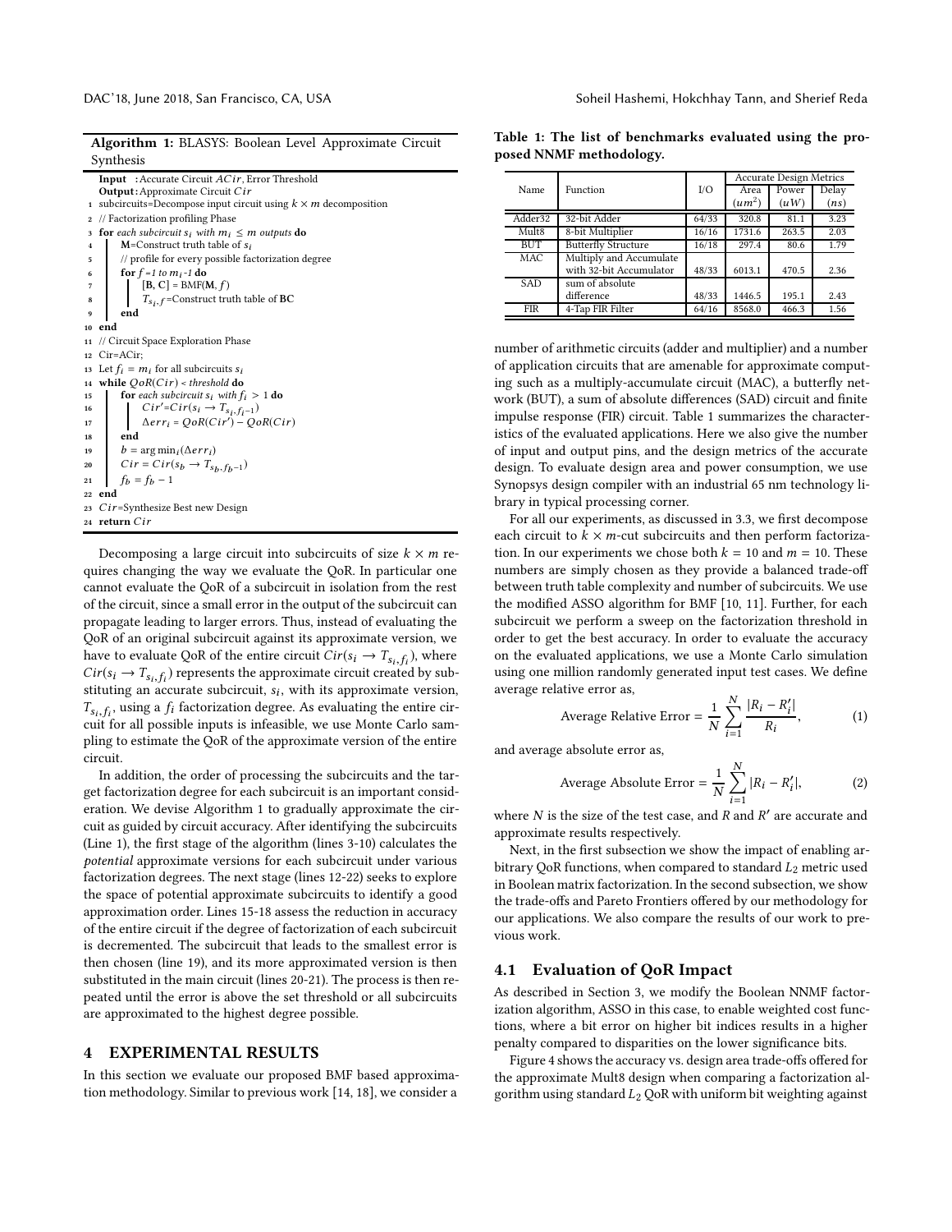**Algorithm 1:** BLASYS: Boolean Level Approximate Circuit Synthesis

```
   Input  : Accurate Circuit ACir, Error Threshold
   Output : Approximate Circuit Cir
 1 subcircuits=Decompose input circuit using k × m decomposition
 2 // Factorization profiling Phase
 3 for each subcircuit s_i with m_i ≤ m outputs do
 4     M=Construct truth table of s_i
 5     // profile for every possible factorization degree
 6     for f =1 to m_i -1 do
 7         [B, C] = BMF(M, f)
 8         T_{s_i,f} =Construct truth table of BC
 9     end
10 end
11 // Circuit Space Exploration Phase
12 Cir=ACir;
13 Let f_i = m_i for all subcircuits s_i
14 while QoR(Cir) < threshold do
15     for each subcircuit s_i with f_i > 1 do
16         Cir'=Cir(s_i → T_{s_i,f_i -1})
17         Δerr_i = QoR(Cir') − QoR(Cir)
18     end
19     b = arg min_i(Δerr_i)
20     Cir = Cir(s_b → T_{s_b,f_b -1})
21     f_b = f_b − 1
22 end
23 Cir=Synthesize Best new Design
24 return Cir
```

Decomposing a large circuit into subcircuits of size $k \times m$ requires changing the way we evaluate the QoR. In particular one cannot evaluate the QoR of a subcircuit in isolation from the rest of the circuit, since a small error in the output of the subcircuit can propagate leading to larger errors. Thus, instead of evaluating the QoR of an original subcircuit against its approximate version, we have to evaluate QoR of the entire circuit $Cir(s_i \rightarrow T_{s_i,f_i})$, where $Cir(s_i \rightarrow T_{s_i,f_i})$ represents the approximate circuit created by substituting an accurate subcircuit, $s_i$, with its approximate version, $T_{s_i,f_i}$, using a $f_i$ factorization degree. As evaluating the entire circuit for all possible inputs is infeasible, we use Monte Carlo sampling to estimate the QoR of the approximate version of the entire circuit.

In addition, the order of processing the subcircuits and the target factorization degree for each subcircuit is an important consideration. We devise Algorithm 1 to gradually approximate the circuit as guided by circuit accuracy. After identifying the subcircuits (Line 1), the first stage of the algorithm (lines 3-10) calculates the *potential* approximate versions for each subcircuit under various factorization degrees. The next stage (lines 12-22) seeks to explore the space of potential approximate subcircuits to identify a good approximation order. Lines 15-18 assess the reduction in accuracy of the entire circuit if the degree of factorization of each subcircuit is decremented. The subcircuit that leads to the smallest error is then chosen (line 19), and its more approximated version is then substituted in the main circuit (lines 20-21). The process is then repeated until the error is above the set threshold or all subcircuits are approximated to the highest degree possible.

## 4 EXPERIMENTAL RESULTS

In this section we evaluate our proposed BMF based approximation methodology. Similar to previous work [14, 18], we consider a number of arithmetic circuits (adder and multiplier) and a number of application circuits that are amenable for approximate computing such as a multiply-accumulate circuit (MAC), a butterfly network (BUT), a sum of absolute differences (SAD) circuit and finite impulse response (FIR) circuit. Table 1 summarizes the characteristics of the evaluated applications. Here we also give the number of input and output pins, and the design metrics of the accurate design. To evaluate design area and power consumption, we use Synopsys design compiler with an industrial 65 nm technology library in typical processing corner.

**Table 1: The list of benchmarks evaluated using the proposed NNMF methodology.**

| Name | Function | I/O | Accurate Design Metrics | | |
|---|---|---|---|---|---|
| | | | Area ($um^2$) | Power ($uW$) | Delay ($ns$) |
| Adder32 | 32-bit Adder | 64/33 | 320.8 | 81.1 | 3.23 |
| Mult8 | 8-bit Multiplier | 16/16 | 1731.6 | 263.5 | 2.03 |
| BUT | Butterfly Structure | 16/18 | 297.4 | 80.6 | 1.79 |
| MAC | Multiply and Accumulate with 32-bit Accumulator | 48/33 | 6013.1 | 470.5 | 2.36 |
| SAD | sum of absolute difference | 48/33 | 1446.5 | 195.1 | 2.43 |
| FIR | 4-Tap FIR Filter | 64/16 | 8568.0 | 466.3 | 1.56 |

For all our experiments, as discussed in 3.3, we first decompose each circuit to $k \times m$-cut subcircuits and then perform factorization. In our experiments we chose both $k = 10$ and $m = 10$. These numbers are simply chosen as they provide a balanced trade-off between truth table complexity and number of subcircuits. We use the modified ASSO algorithm for BMF [10, 11]. Further, for each subcircuit we perform a sweep on the factorization threshold in order to get the best accuracy. In order to evaluate the accuracy on the evaluated applications, we use a Monte Carlo simulation using one million randomly generated input test cases. We define average relative error as,

$$\text{Average Relative Error} = \frac{1}{N}\sum_{i=1}^{N}\frac{|R_i - R_i'|}{R_i}, \tag{1}$$

and average absolute error as,

$$\text{Average Absolute Error} = \frac{1}{N}\sum_{i=1}^{N}|R_i - R_i'|, \tag{2}$$

where $N$ is the size of the test case, and $R$ and $R'$ are accurate and approximate results respectively.

Next, in the first subsection we show the impact of enabling arbitrary QoR functions, when compared to standard $L_2$ metric used in Boolean matrix factorization. In the second subsection, we show the trade-offs and Pareto Frontiers offered by our methodology for our applications. We also compare the results of our work to previous work.

### 4.1 Evaluation of QoR Impact

As described in Section 3, we modify the Boolean NNMF factorization algorithm, ASSO in this case, to enable weighted cost functions, where a bit error on higher bit indices results in a higher penalty compared to disparities on the lower significance bits.

Figure 4 shows the accuracy vs. design area trade-offs offered for the approximate Mult8 design when comparing a factorization algorithm using standard $L_2$ QoR with uniform bit weighting against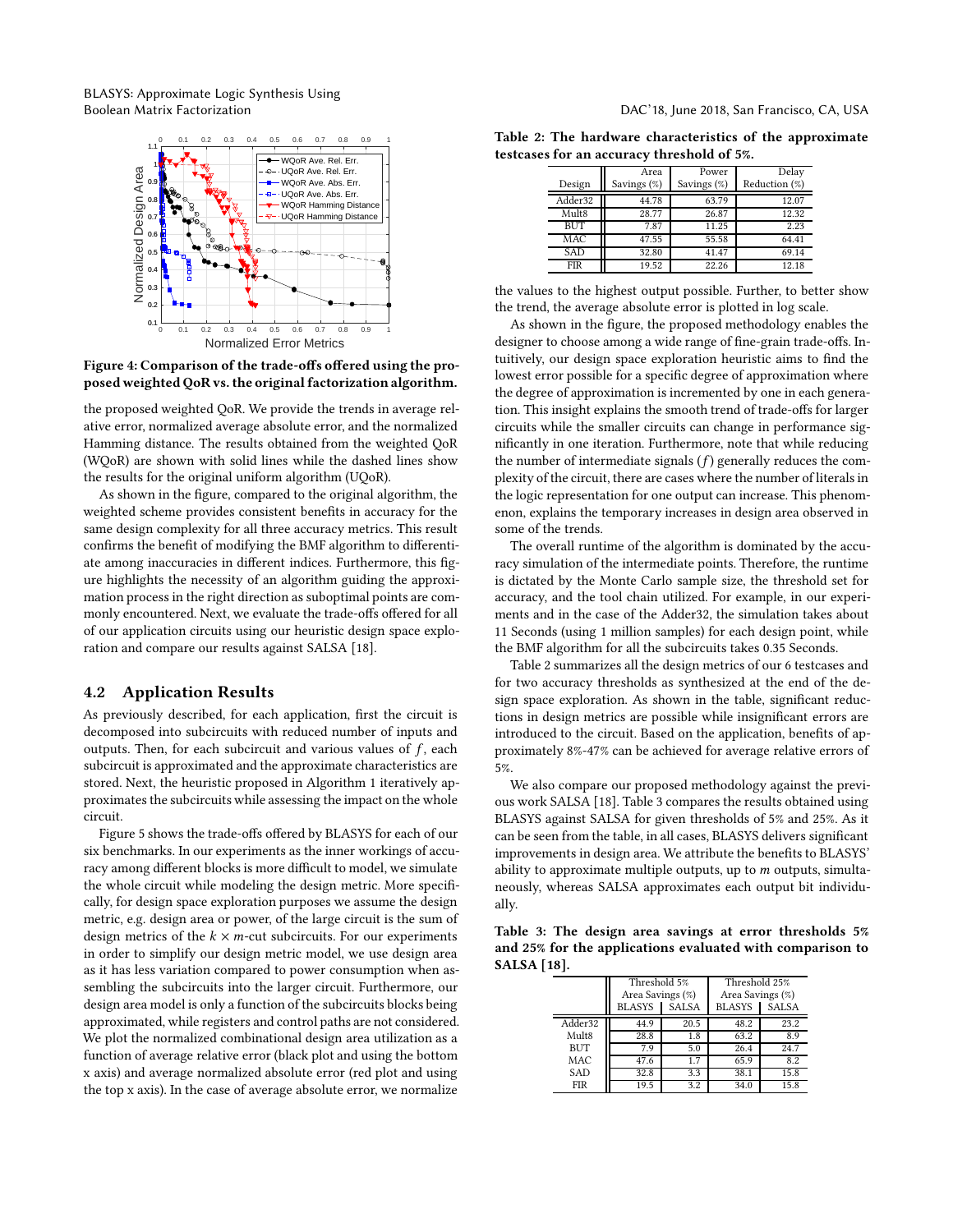0 0.1 0.2 0.3 0.4 0.5 0.6 0.7 0.8 0.9 1

Normalized Design Area

1.1 1 0.9 0.8 0.7 0.6 0.5 0.4 0.3 0.2 0.1

WQoR Ave. Rel. Err.
UQoR Ave. Rel. Err.
WQoR Ave. Abs. Err.
UQoR Ave. Abs. Err.
WQoR Hamming Distance
UQoR Hamming Distance

0 0.1 0.2 0.3 0.4 0.5 0.6 0.7 0.8 0.9 1

Normalized Error Metrics

**Figure 4: Comparison of the trade-offs offered using the proposed weighted QoR vs. the original factorization algorithm.**

the proposed weighted QoR. We provide the trends in average relative error, normalized average absolute error, and the normalized Hamming distance. The results obtained from the weighted QoR (WQoR) are shown with solid lines while the dashed lines show the results for the original uniform algorithm (UQoR).

As shown in the figure, compared to the original algorithm, the weighted scheme provides consistent benefits in accuracy for the same design complexity for all three accuracy metrics. This result confirms the benefit of modifying the BMF algorithm to differentiate among inaccuracies in different indices. Furthermore, this figure highlights the necessity of an algorithm guiding the approximation process in the right direction as suboptimal points are commonly encountered. Next, we evaluate the trade-offs offered for all of our application circuits using our heuristic design space exploration and compare our results against SALSA [18].

## 4.2 Application Results

As previously described, for each application, first the circuit is decomposed into subcircuits with reduced number of inputs and outputs. Then, for each subcircuit and various values of $f$, each subcircuit is approximated and the approximate characteristics are stored. Next, the heuristic proposed in Algorithm 1 iteratively approximates the subcircuits while assessing the impact on the whole circuit.

Figure 5 shows the trade-offs offered by BLASYS for each of our six benchmarks. In our experiments as the inner workings of accuracy among different blocks is more difficult to model, we simulate the whole circuit while modeling the design metric. More specifically, for design space exploration purposes we assume the design metric, e.g. design area or power, of the large circuit is the sum of design metrics of the $k \times m$-cut subcircuits. For our experiments in order to simplify our design metric model, we use design area as it has less variation compared to power consumption when assembling the subcircuits into the larger circuit. Furthermore, our design area model is only a function of the subcircuits blocks being approximated, while registers and control paths are not considered. We plot the normalized combinational design area utilization as a function of average relative error (black plot and using the bottom x axis) and average normalized absolute error (red plot and using the top x axis). In the case of average absolute error, we normalize the values to the highest output possible. Further, to better show the trend, the average absolute error is plotted in log scale.

**Table 2: The hardware characteristics of the approximate testcases for an accuracy threshold of 5%.**

| Design | Area Savings (%) | Power Savings (%) | Delay Reduction (%) |
|---|---|---|---|
| Adder32 | 44.78 | 63.79 | 12.07 |
| Mult8 | 28.77 | 26.87 | 12.32 |
| BUT | 7.87 | 11.25 | 2.23 |
| MAC | 47.55 | 55.58 | 64.41 |
| SAD | 32.80 | 41.47 | 69.14 |
| FIR | 19.52 | 22.26 | 12.18 |

As shown in the figure, the proposed methodology enables the designer to choose among a wide range of fine-grain trade-offs. Intuitively, our design space exploration heuristic aims to find the lowest error possible for a specific degree of approximation where the degree of approximation is incremented by one in each generation. This insight explains the smooth trend of trade-offs for larger circuits while the smaller circuits can change in performance significantly in one iteration. Furthermore, note that while reducing the number of intermediate signals ($f$) generally reduces the complexity of the circuit, there are cases where the number of literals in the logic representation for one output can increase. This phenomenon, explains the temporary increases in design area observed in some of the trends.

The overall runtime of the algorithm is dominated by the accuracy simulation of the intermediate points. Therefore, the runtime is dictated by the Monte Carlo sample size, the threshold set for accuracy, and the tool chain utilized. For example, in our experiments and in the case of the Adder32, the simulation takes about 11 Seconds (using 1 million samples) for each design point, while the BMF algorithm for all the subcircuits takes 0.35 Seconds.

Table 2 summarizes all the design metrics of our 6 testcases and for two accuracy thresholds as synthesized at the end of the design space exploration. As shown in the table, significant reductions in design metrics are possible while insignificant errors are introduced to the circuit. Based on the application, benefits of approximately 8%-47% can be achieved for average relative errors of 5%.

We also compare our proposed methodology against the previous work SALSA [18]. Table 3 compares the results obtained using BLASYS against SALSA for given thresholds of 5% and 25%. As it can be seen from the table, in all cases, BLASYS delivers significant improvements in design area. We attribute the benefits to BLASYS' ability to approximate multiple outputs, up to $m$ outputs, simultaneously, whereas SALSA approximates each output bit individually.

**Table 3: The design area savings at error thresholds 5% and 25% for the applications evaluated with comparison to SALSA [18].**

| | Threshold 5% Area Savings (%) | | Threshold 25% Area Savings (%) | |
|---|---|---|---|---|
| | BLASYS | SALSA | BLASYS | SALSA |
| Adder32 | 44.9 | 20.5 | 48.2 | 23.2 |
| Mult8 | 28.8 | 1.8 | 63.2 | 8.9 |
| BUT | 7.9 | 5.0 | 26.4 | 24.7 |
| MAC | 47.6 | 1.7 | 65.9 | 8.2 |
| SAD | 32.8 | 3.3 | 38.1 | 15.8 |
| FIR | 19.5 | 3.2 | 34.0 | 15.8 |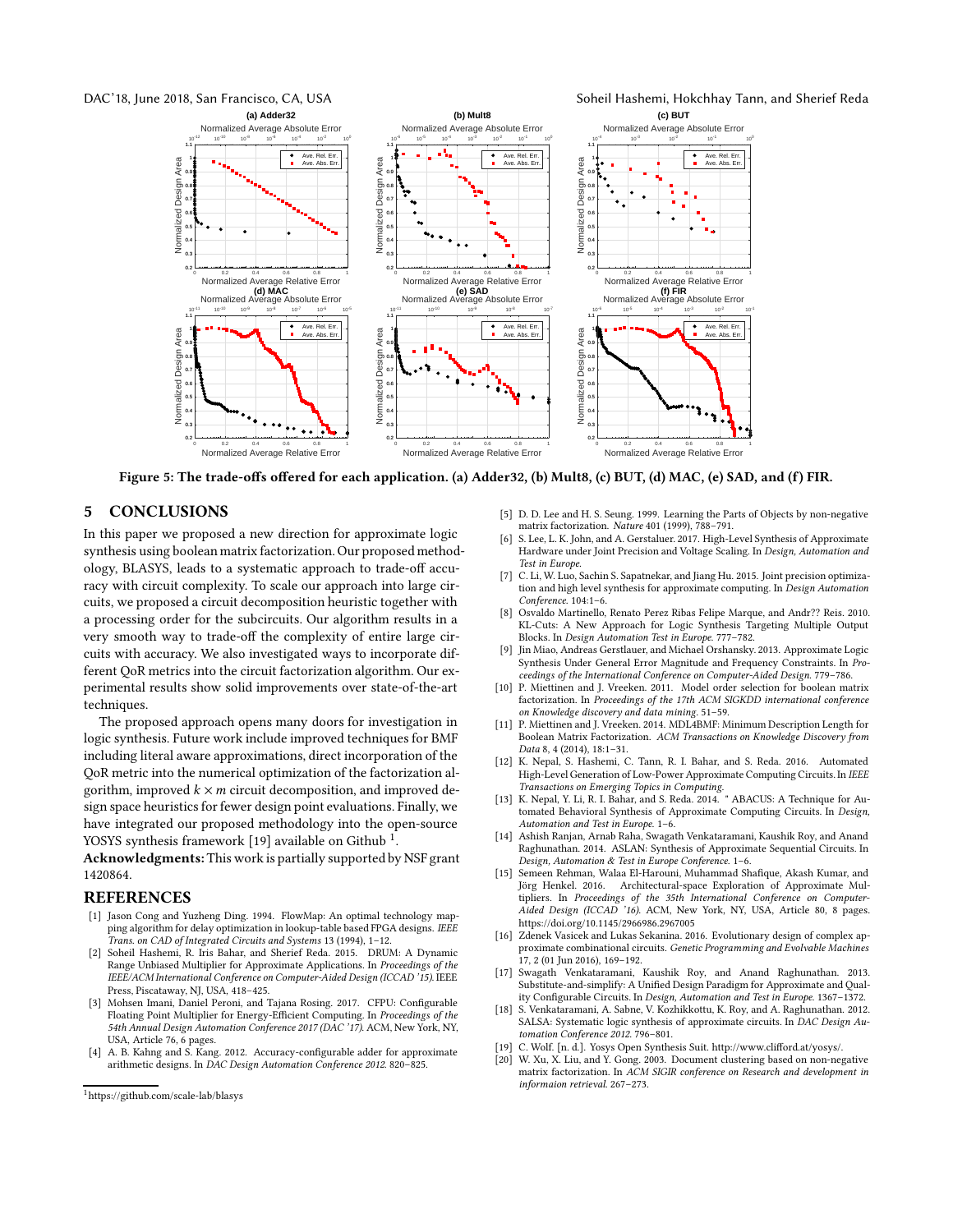(a) Adder32

Normalized Average Absolute Error

Normalized Design Area

Normalized Average Relative Error

Ave. Rel. Err.
Ave. Abs. Err.

(b) Mult8

Normalized Average Absolute Error

Normalized Design Area

Normalized Average Relative Error

Ave. Rel. Err.
Ave. Abs. Err.

(c) BUT

Normalized Average Absolute Error

Normalized Design Area

Normalized Average Relative Error

Ave. Rel. Err.
Ave. Abs. Err.

(d) MAC

Normalized Average Absolute Error

Normalized Design Area

Normalized Average Relative Error

Ave. Rel. Err.
Ave. Abs. Err.

(e) SAD

Normalized Average Absolute Error

Normalized Design Area

Normalized Average Relative Error

Ave. Rel. Err.
Ave. Abs. Err.

(f) FIR

Normalized Average Absolute Error

Normalized Design Area

Normalized Average Relative Error

Ave. Rel. Err.
Ave. Abs. Err.

**Figure 5: The trade-offs offered for each application. (a) Adder32, (b) Mult8, (c) BUT, (d) MAC, (e) SAD, and (f) FIR.**

## 5 CONCLUSIONS

In this paper we proposed a new direction for approximate logic synthesis using boolean matrix factorization. Our proposed methodology, BLASYS, leads to a systematic approach to trade-off accuracy with circuit complexity. To scale our approach into large circuits, we proposed a circuit decomposition heuristic together with a processing order for the subcircuits. Our algorithm results in a very smooth way to trade-off the complexity of entire large circuits with accuracy. We also investigated ways to incorporate different QoR metrics into the circuit factorization algorithm. Our experimental results show solid improvements over state-of-the-art techniques.

The proposed approach opens many doors for investigation in logic synthesis. Future work include improved techniques for BMF including literal aware approximations, direct incorporation of the QoR metric into the numerical optimization of the factorization algorithm, improved $k \times m$ circuit decomposition, and improved design space heuristics for fewer design point evaluations. Finally, we have integrated our proposed methodology into the open-source YOSYS synthesis framework [19] available on Github [1].

**Acknowledgments:** This work is partially supported by NSF grant 1420864.

## REFERENCES

- [1] Jason Cong and Yuzheng Ding. 1994. FlowMap: An optimal technology mapping algorithm for delay optimization in lookup-table based FPGA designs. *IEEE Trans. on CAD of Integrated Circuits and Systems* 13 (1994), 1–12.
- [2] Soheil Hashemi, R. Iris Bahar, and Sherief Reda. 2015. DRUM: A Dynamic Range Unbiased Multiplier for Approximate Applications. In *Proceedings of the IEEE/ACM International Conference on Computer-Aided Design (ICCAD '15)*. IEEE Press, Piscataway, NJ, USA, 418–425.
- [3] Mohsen Imani, Daniel Peroni, and Tajana Rosing. 2017. CFPU: Configurable Floating Point Multiplier for Energy-Efficient Computing. In *Proceedings of the 54th Annual Design Automation Conference 2017 (DAC '17)*. ACM, New York, NY, USA, Article 76, 6 pages.
- [4] A. B. Kahng and S. Kang. 2012. Accuracy-configurable adder for approximate arithmetic designs. In *DAC Design Automation Conference 2012*. 820–825.
- [5] D. D. Lee and H. S. Seung. 1999. Learning the Parts of Objects by non-negative matrix factorization. *Nature* 401 (1999), 788–791.
- [6] S. Lee, L. K. John, and A. Gerstlauer. 2017. High-Level Synthesis of Approximate Hardware under Joint Precision and Voltage Scaling. In *Design, Automation and Test in Europe*.
- [7] C. Li, W. Luo, Sachin S. Sapatnekar, and Jiang Hu. 2015. Joint precision optimization and high level synthesis for approximate computing. In *Design Automation Conference*. 104:1–6.
- [8] Osvaldo Martinello, Renato Perez Ribas Felipe Marque, and Andr?? Reis. 2010. KL-Cuts: A New Approach for Logic Synthesis Targeting Multiple Output Blocks. In *Design Automation Test in Europe*. 777–782.
- [9] Jin Miao, Andreas Gerstlauer, and Michael Orshansky. 2013. Approximate Logic Synthesis Under General Error Magnitude and Frequency Constraints. In *Proceedings of the International Conference on Computer-Aided Design*. 779–786.
- [10] P. Miettinen and J. Vreeken. 2011. Model order selection for boolean matrix factorization. In *Proceedings of the 17th ACM SIGKDD international conference on Knowledge discovery and data mining*. 51–59.
- [11] P. Miettinen and J. Vreeken. 2014. MDL4BMF: Minimum Description Length for Boolean Matrix Factorization. *ACM Transactions on Knowledge Discovery from Data* 8, 4 (2014), 18:1–31.
- [12] K. Nepal, S. Hashemi, C. Tann, R. I. Bahar, and S. Reda. 2016. Automated High-Level Generation of Low-Power Approximate Computing Circuits. In *IEEE Transactions on Emerging Topics in Computing*.
- [13] K. Nepal, Y. Li, R. I. Bahar, and S. Reda. 2014. " ABACUS: A Technique for Automated Behavioral Synthesis of Approximate Computing Circuits. In *Design, Automation and Test in Europe*. 1–6.
- [14] Ashish Ranjan, Arnab Raha, Swagath Venkataramani, Kaushik Roy, and Anand Raghunathan. 2014. ASLAN: Synthesis of Approximate Sequential Circuits. In *Design, Automation & Test in Europe Conference*. 1–6.
- [15] Semeen Rehman, Walaa El-Harouni, Muhammad Shafique, Akash Kumar, and Jörg Henkel. 2016. Architectural-space Exploration of Approximate Multipliers. In *Proceedings of the 35th International Conference on Computer-Aided Design (ICCAD '16)*. ACM, New York, NY, USA, Article 80, 8 pages. https://doi.org/10.1145/2966986.2967005
- [16] Zdenek Vasicek and Lukas Sekanina. 2016. Evolutionary design of complex approximate combinational circuits. *Genetic Programming and Evolvable Machines* 17, 2 (01 Jun 2016), 169–192.
- [17] Swagath Venkataramani, Kaushik Roy, and Anand Raghunathan. 2013. Substitute-and-simplify: A Unified Design Paradigm for Approximate and Quality Configurable Circuits. In *Design, Automation and Test in Europe*. 1367–1372.
- [18] S. Venkataramani, A. Sabne, V. Kozhikkottu, K. Roy, and A. Raghunathan. 2012. SALSA: Systematic logic synthesis of approximate circuits. In *DAC Design Automation Conference 2012*. 796–801.
- [19] C. Wolf. [n. d.]. Yosys Open Synthesis Suit. http://www.clifford.at/yosys/.
- [20] W. Xu, X. Liu, and Y. Gong. 2003. Document clustering based on non-negative matrix factorization. In *ACM SIGIR conference on Research and development in informaion retrieval*. 267–273.

[1] https://github.com/scale-lab/blasys